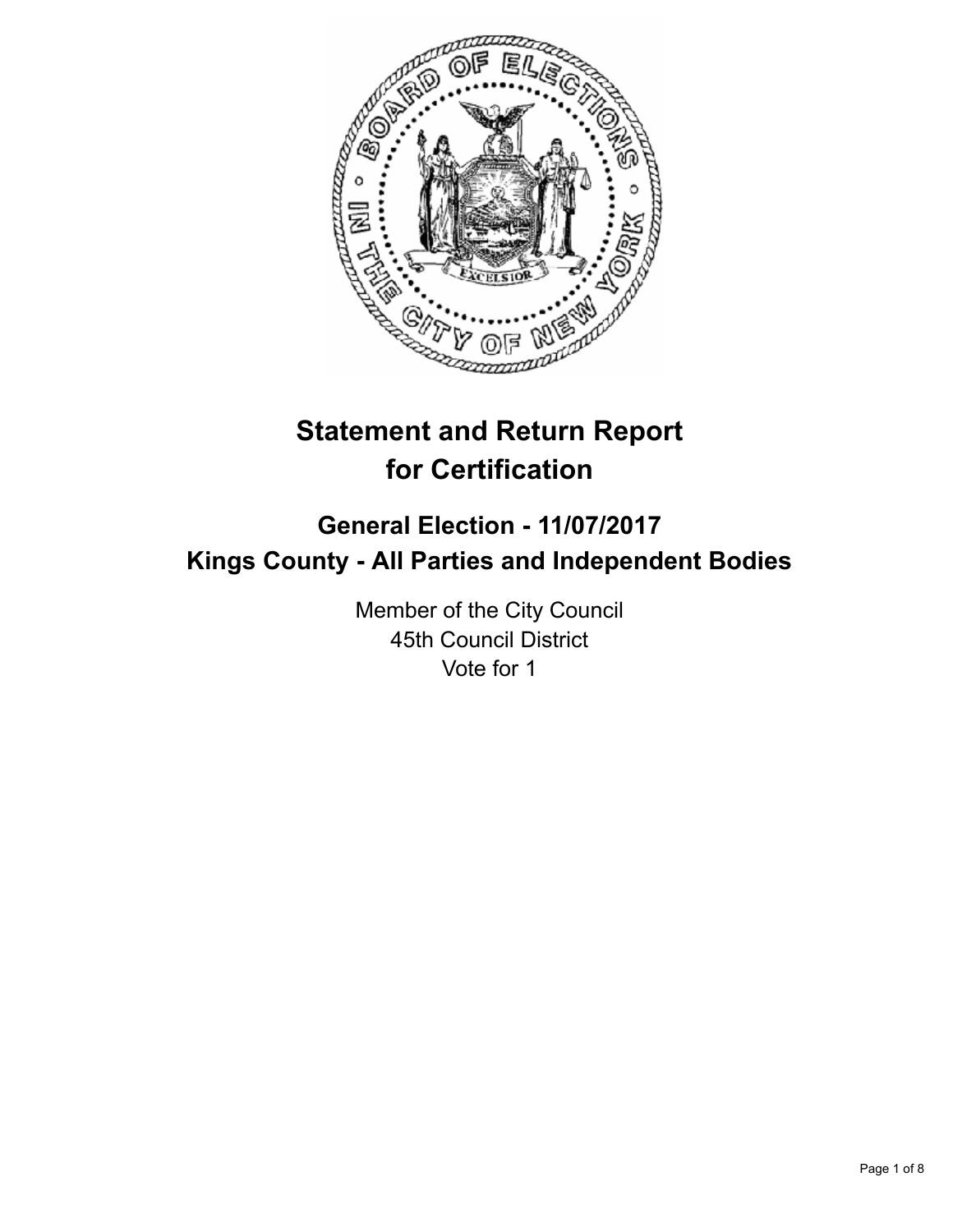# Statement and Return Report for Certification

## General Election - 11/07/2017
## Kings County - All Parties and Independent Bodies

Member of the City Council
45th Council District
Vote for 1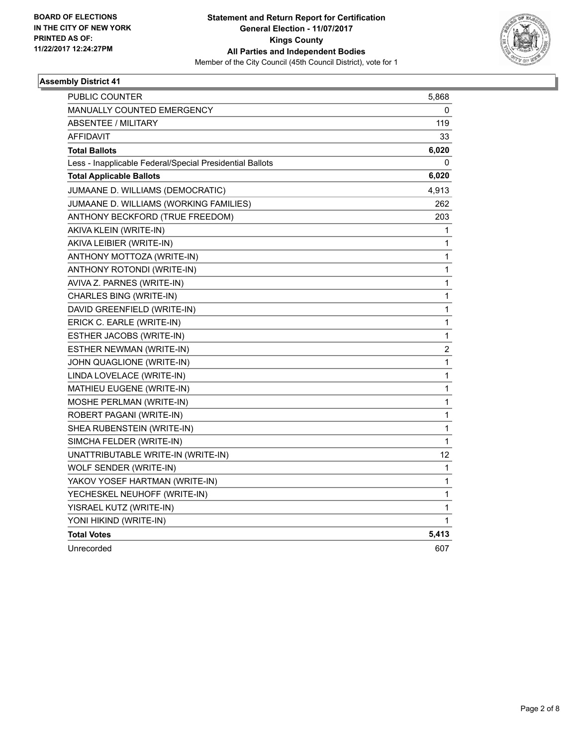**BOARD OF ELECTIONS IN THE CITY OF NEW YORK PRINTED AS OF: 11/22/2017 12:24:27PM**

**Statement and Return Report for Certification**
**General Election - 11/07/2017**
**Kings County**
**All Parties and Independent Bodies**
Member of the City Council (45th Council District), vote for 1

### Assembly District 41

| | |
|---|---|
| PUBLIC COUNTER | 5,868 |
| MANUALLY COUNTED EMERGENCY | 0 |
| ABSENTEE / MILITARY | 119 |
| AFFIDAVIT | 33 |
| **Total Ballots** | **6,020** |
| Less - Inapplicable Federal/Special Presidential Ballots | 0 |
| **Total Applicable Ballots** | **6,020** |
| JUMAANE D. WILLIAMS (DEMOCRATIC) | 4,913 |
| JUMAANE D. WILLIAMS (WORKING FAMILIES) | 262 |
| ANTHONY BECKFORD (TRUE FREEDOM) | 203 |
| AKIVA KLEIN (WRITE-IN) | 1 |
| AKIVA LEIBIER (WRITE-IN) | 1 |
| ANTHONY MOTTOZA (WRITE-IN) | 1 |
| ANTHONY ROTONDI (WRITE-IN) | 1 |
| AVIVA Z. PARNES (WRITE-IN) | 1 |
| CHARLES BING (WRITE-IN) | 1 |
| DAVID GREENFIELD (WRITE-IN) | 1 |
| ERICK C. EARLE (WRITE-IN) | 1 |
| ESTHER JACOBS (WRITE-IN) | 1 |
| ESTHER NEWMAN (WRITE-IN) | 2 |
| JOHN QUAGLIONE (WRITE-IN) | 1 |
| LINDA LOVELACE (WRITE-IN) | 1 |
| MATHIEU EUGENE (WRITE-IN) | 1 |
| MOSHE PERLMAN (WRITE-IN) | 1 |
| ROBERT PAGANI (WRITE-IN) | 1 |
| SHEA RUBENSTEIN (WRITE-IN) | 1 |
| SIMCHA FELDER (WRITE-IN) | 1 |
| UNATTRIBUTABLE WRITE-IN (WRITE-IN) | 12 |
| WOLF SENDER (WRITE-IN) | 1 |
| YAKOV YOSEF HARTMAN (WRITE-IN) | 1 |
| YECHESKEL NEUHOFF (WRITE-IN) | 1 |
| YISRAEL KUTZ (WRITE-IN) | 1 |
| YONI HIKIND (WRITE-IN) | 1 |
| **Total Votes** | **5,413** |
| Unrecorded | 607 |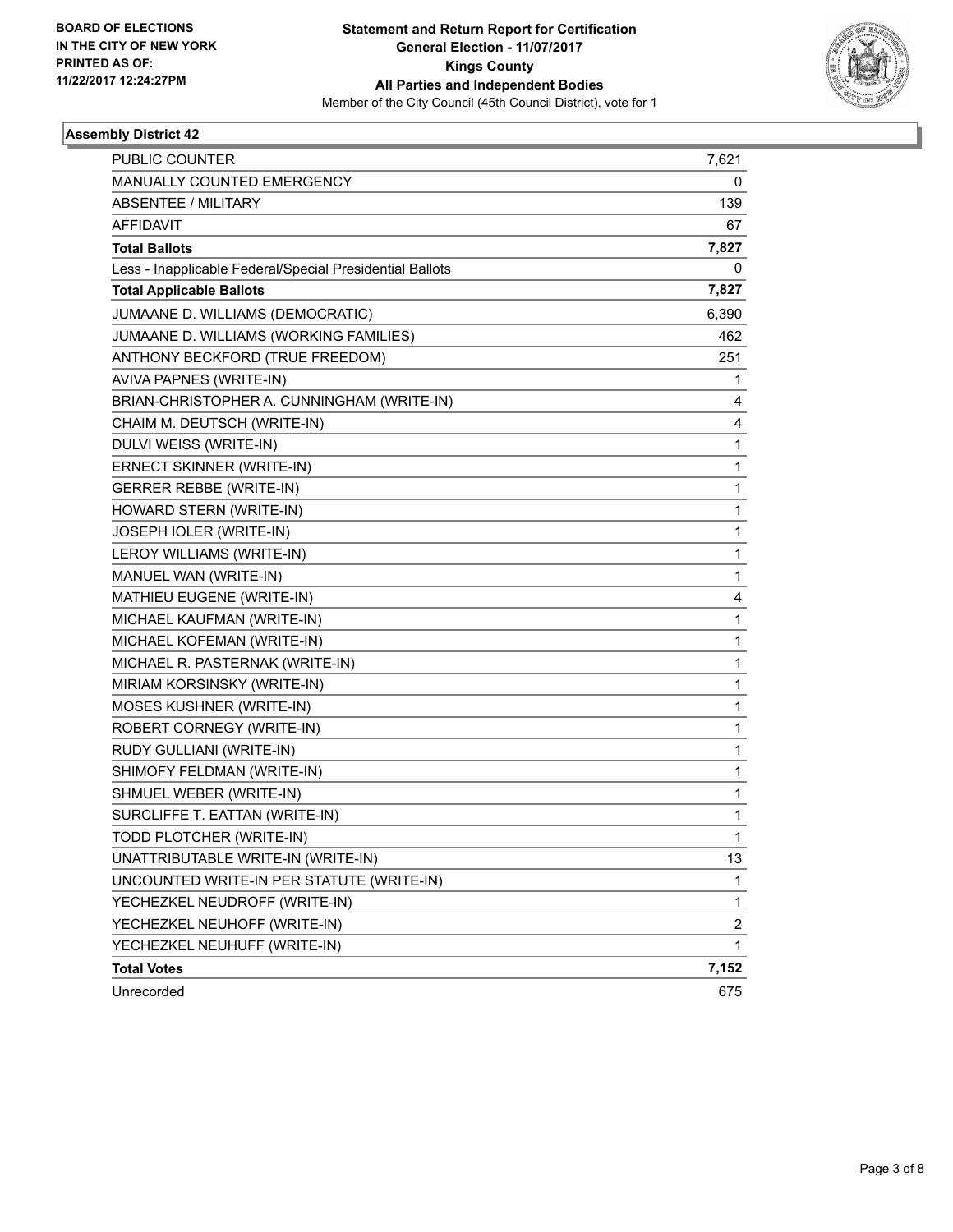BOARD OF ELECTIONS
IN THE CITY OF NEW YORK
PRINTED AS OF:
11/22/2017 12:24:27PM

**Statement and Return Report for Certification**
**General Election - 11/07/2017**
**Kings County**
**All Parties and Independent Bodies**
Member of the City Council (45th Council District), vote for 1

### Assembly District 42

| | |
|---|---|
| PUBLIC COUNTER | 7,621 |
| MANUALLY COUNTED EMERGENCY | 0 |
| ABSENTEE / MILITARY | 139 |
| AFFIDAVIT | 67 |
| **Total Ballots** | **7,827** |
| Less - Inapplicable Federal/Special Presidential Ballots | 0 |
| **Total Applicable Ballots** | **7,827** |
| JUMAANE D. WILLIAMS (DEMOCRATIC) | 6,390 |
| JUMAANE D. WILLIAMS (WORKING FAMILIES) | 462 |
| ANTHONY BECKFORD (TRUE FREEDOM) | 251 |
| AVIVA PAPNES (WRITE-IN) | 1 |
| BRIAN-CHRISTOPHER A. CUNNINGHAM (WRITE-IN) | 4 |
| CHAIM M. DEUTSCH (WRITE-IN) | 4 |
| DULVI WEISS (WRITE-IN) | 1 |
| ERNECT SKINNER (WRITE-IN) | 1 |
| GERRER REBBE (WRITE-IN) | 1 |
| HOWARD STERN (WRITE-IN) | 1 |
| JOSEPH IOLER (WRITE-IN) | 1 |
| LEROY WILLIAMS (WRITE-IN) | 1 |
| MANUEL WAN (WRITE-IN) | 1 |
| MATHIEU EUGENE (WRITE-IN) | 4 |
| MICHAEL KAUFMAN (WRITE-IN) | 1 |
| MICHAEL KOFEMAN (WRITE-IN) | 1 |
| MICHAEL R. PASTERNAK (WRITE-IN) | 1 |
| MIRIAM KORSINSKY (WRITE-IN) | 1 |
| MOSES KUSHNER (WRITE-IN) | 1 |
| ROBERT CORNEGY (WRITE-IN) | 1 |
| RUDY GULLIANI (WRITE-IN) | 1 |
| SHIMOFY FELDMAN (WRITE-IN) | 1 |
| SHMUEL WEBER (WRITE-IN) | 1 |
| SURCLIFFE T. EATTAN (WRITE-IN) | 1 |
| TODD PLOTCHER (WRITE-IN) | 1 |
| UNATTRIBUTABLE WRITE-IN (WRITE-IN) | 13 |
| UNCOUNTED WRITE-IN PER STATUTE (WRITE-IN) | 1 |
| YECHEZKEL NEUDROFF (WRITE-IN) | 1 |
| YECHEZKEL NEUHOFF (WRITE-IN) | 2 |
| YECHEZKEL NEUHUFF (WRITE-IN) | 1 |
| **Total Votes** | **7,152** |
| Unrecorded | 675 |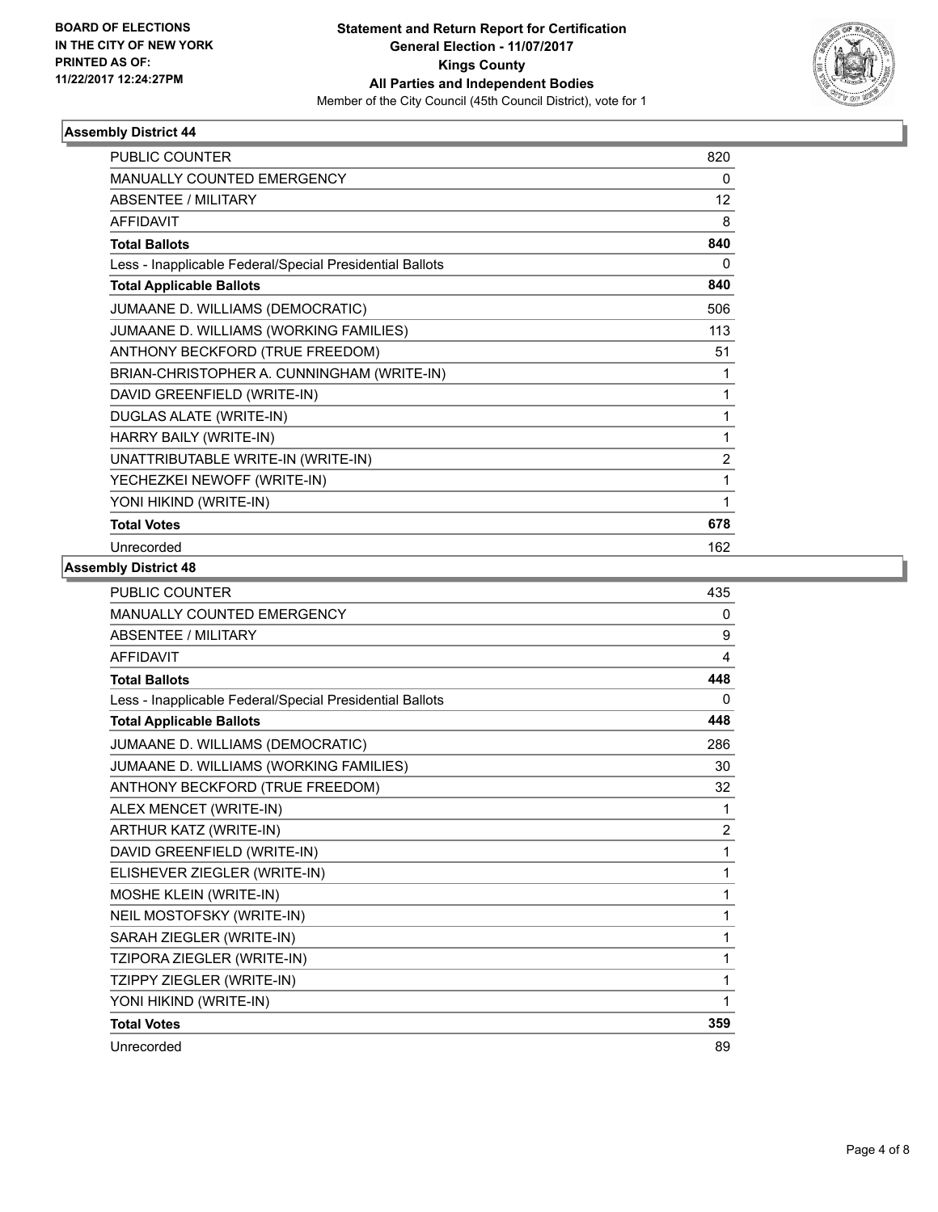BOARD OF ELECTIONS
IN THE CITY OF NEW YORK
PRINTED AS OF:
11/22/2017 12:24:27PM

**Statement and Return Report for Certification**
**General Election - 11/07/2017**
**Kings County**
**All Parties and Independent Bodies**
Member of the City Council (45th Council District), vote for 1

### Assembly District 44

| | |
|---|---|
| PUBLIC COUNTER | 820 |
| MANUALLY COUNTED EMERGENCY | 0 |
| ABSENTEE / MILITARY | 12 |
| AFFIDAVIT | 8 |
| **Total Ballots** | **840** |
| Less - Inapplicable Federal/Special Presidential Ballots | 0 |
| **Total Applicable Ballots** | **840** |
| JUMAANE D. WILLIAMS (DEMOCRATIC) | 506 |
| JUMAANE D. WILLIAMS (WORKING FAMILIES) | 113 |
| ANTHONY BECKFORD (TRUE FREEDOM) | 51 |
| BRIAN-CHRISTOPHER A. CUNNINGHAM (WRITE-IN) | 1 |
| DAVID GREENFIELD (WRITE-IN) | 1 |
| DUGLAS ALATE (WRITE-IN) | 1 |
| HARRY BAILY (WRITE-IN) | 1 |
| UNATTRIBUTABLE WRITE-IN (WRITE-IN) | 2 |
| YECHEZKEI NEWOFF (WRITE-IN) | 1 |
| YONI HIKIND (WRITE-IN) | 1 |
| **Total Votes** | **678** |
| Unrecorded | 162 |

### Assembly District 48

| | |
|---|---|
| PUBLIC COUNTER | 435 |
| MANUALLY COUNTED EMERGENCY | 0 |
| ABSENTEE / MILITARY | 9 |
| AFFIDAVIT | 4 |
| **Total Ballots** | **448** |
| Less - Inapplicable Federal/Special Presidential Ballots | 0 |
| **Total Applicable Ballots** | **448** |
| JUMAANE D. WILLIAMS (DEMOCRATIC) | 286 |
| JUMAANE D. WILLIAMS (WORKING FAMILIES) | 30 |
| ANTHONY BECKFORD (TRUE FREEDOM) | 32 |
| ALEX MENCET (WRITE-IN) | 1 |
| ARTHUR KATZ (WRITE-IN) | 2 |
| DAVID GREENFIELD (WRITE-IN) | 1 |
| ELISHEVER ZIEGLER (WRITE-IN) | 1 |
| MOSHE KLEIN (WRITE-IN) | 1 |
| NEIL MOSTOFSKY (WRITE-IN) | 1 |
| SARAH ZIEGLER (WRITE-IN) | 1 |
| TZIPORA ZIEGLER (WRITE-IN) | 1 |
| TZIPPY ZIEGLER (WRITE-IN) | 1 |
| YONI HIKIND (WRITE-IN) | 1 |
| **Total Votes** | **359** |
| Unrecorded | 89 |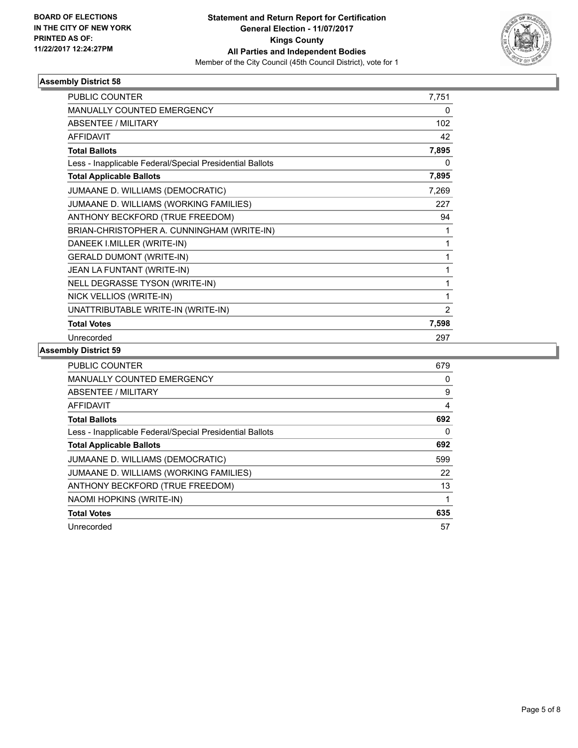**BOARD OF ELECTIONS IN THE CITY OF NEW YORK PRINTED AS OF: 11/22/2017 12:24:27PM**

**Statement and Return Report for Certification General Election - 11/07/2017 Kings County All Parties and Independent Bodies**

Member of the City Council (45th Council District), vote for 1

## Assembly District 58

| | |
|---|---|
| PUBLIC COUNTER | 7,751 |
| MANUALLY COUNTED EMERGENCY | 0 |
| ABSENTEE / MILITARY | 102 |
| AFFIDAVIT | 42 |
| **Total Ballots** | **7,895** |
| Less - Inapplicable Federal/Special Presidential Ballots | 0 |
| **Total Applicable Ballots** | **7,895** |
| JUMAANE D. WILLIAMS (DEMOCRATIC) | 7,269 |
| JUMAANE D. WILLIAMS (WORKING FAMILIES) | 227 |
| ANTHONY BECKFORD (TRUE FREEDOM) | 94 |
| BRIAN-CHRISTOPHER A. CUNNINGHAM (WRITE-IN) | 1 |
| DANEEK I.MILLER (WRITE-IN) | 1 |
| GERALD DUMONT (WRITE-IN) | 1 |
| JEAN LA FUNTANT (WRITE-IN) | 1 |
| NELL DEGRASSE TYSON (WRITE-IN) | 1 |
| NICK VELLIOS (WRITE-IN) | 1 |
| UNATTRIBUTABLE WRITE-IN (WRITE-IN) | 2 |
| **Total Votes** | **7,598** |
| Unrecorded | 297 |

## Assembly District 59

| | |
|---|---|
| PUBLIC COUNTER | 679 |
| MANUALLY COUNTED EMERGENCY | 0 |
| ABSENTEE / MILITARY | 9 |
| AFFIDAVIT | 4 |
| **Total Ballots** | **692** |
| Less - Inapplicable Federal/Special Presidential Ballots | 0 |
| **Total Applicable Ballots** | **692** |
| JUMAANE D. WILLIAMS (DEMOCRATIC) | 599 |
| JUMAANE D. WILLIAMS (WORKING FAMILIES) | 22 |
| ANTHONY BECKFORD (TRUE FREEDOM) | 13 |
| NAOMI HOPKINS (WRITE-IN) | 1 |
| **Total Votes** | **635** |
| Unrecorded | 57 |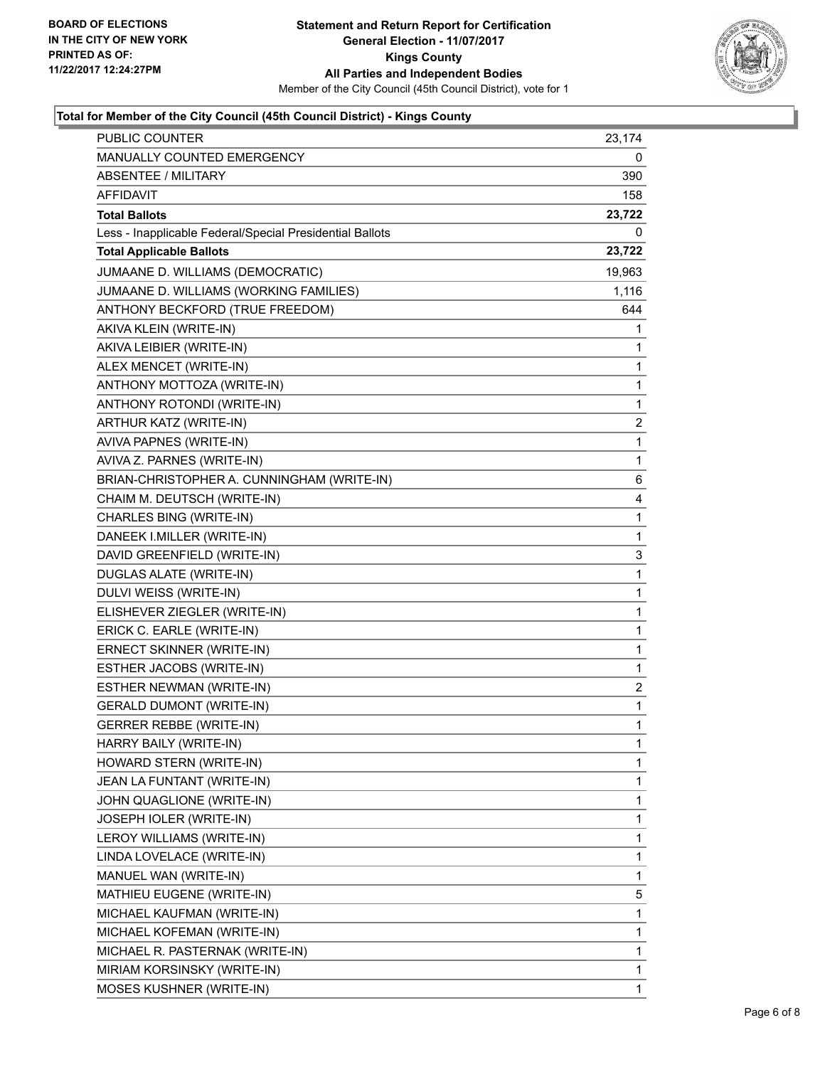**BOARD OF ELECTIONS IN THE CITY OF NEW YORK**
**PRINTED AS OF: 11/22/2017 12:24:27PM**

# Statement and Return Report for Certification
## General Election - 11/07/2017
## Kings County
## All Parties and Independent Bodies

Member of the City Council (45th Council District), vote for 1

### Total for Member of the City Council (45th Council District) - Kings County

| | |
|---|---|
| PUBLIC COUNTER | 23,174 |
| MANUALLY COUNTED EMERGENCY | 0 |
| ABSENTEE / MILITARY | 390 |
| AFFIDAVIT | 158 |
| **Total Ballots** | **23,722** |
| Less - Inapplicable Federal/Special Presidential Ballots | 0 |
| **Total Applicable Ballots** | **23,722** |
| JUMAANE D. WILLIAMS (DEMOCRATIC) | 19,963 |
| JUMAANE D. WILLIAMS (WORKING FAMILIES) | 1,116 |
| ANTHONY BECKFORD (TRUE FREEDOM) | 644 |
| AKIVA KLEIN (WRITE-IN) | 1 |
| AKIVA LEIBIER (WRITE-IN) | 1 |
| ALEX MENCET (WRITE-IN) | 1 |
| ANTHONY MOTTOZA (WRITE-IN) | 1 |
| ANTHONY ROTONDI (WRITE-IN) | 1 |
| ARTHUR KATZ (WRITE-IN) | 2 |
| AVIVA PAPNES (WRITE-IN) | 1 |
| AVIVA Z. PARNES (WRITE-IN) | 1 |
| BRIAN-CHRISTOPHER A. CUNNINGHAM (WRITE-IN) | 6 |
| CHAIM M. DEUTSCH (WRITE-IN) | 4 |
| CHARLES BING (WRITE-IN) | 1 |
| DANEEK I.MILLER (WRITE-IN) | 1 |
| DAVID GREENFIELD (WRITE-IN) | 3 |
| DUGLAS ALATE (WRITE-IN) | 1 |
| DULVI WEISS (WRITE-IN) | 1 |
| ELISHEVER ZIEGLER (WRITE-IN) | 1 |
| ERICK C. EARLE (WRITE-IN) | 1 |
| ERNECT SKINNER (WRITE-IN) | 1 |
| ESTHER JACOBS (WRITE-IN) | 1 |
| ESTHER NEWMAN (WRITE-IN) | 2 |
| GERALD DUMONT (WRITE-IN) | 1 |
| GERRER REBBE (WRITE-IN) | 1 |
| HARRY BAILY (WRITE-IN) | 1 |
| HOWARD STERN (WRITE-IN) | 1 |
| JEAN LA FUNTANT (WRITE-IN) | 1 |
| JOHN QUAGLIONE (WRITE-IN) | 1 |
| JOSEPH IOLER (WRITE-IN) | 1 |
| LEROY WILLIAMS (WRITE-IN) | 1 |
| LINDA LOVELACE (WRITE-IN) | 1 |
| MANUEL WAN (WRITE-IN) | 1 |
| MATHIEU EUGENE (WRITE-IN) | 5 |
| MICHAEL KAUFMAN (WRITE-IN) | 1 |
| MICHAEL KOFEMAN (WRITE-IN) | 1 |
| MICHAEL R. PASTERNAK (WRITE-IN) | 1 |
| MIRIAM KORSINSKY (WRITE-IN) | 1 |
| MOSES KUSHNER (WRITE-IN) | 1 |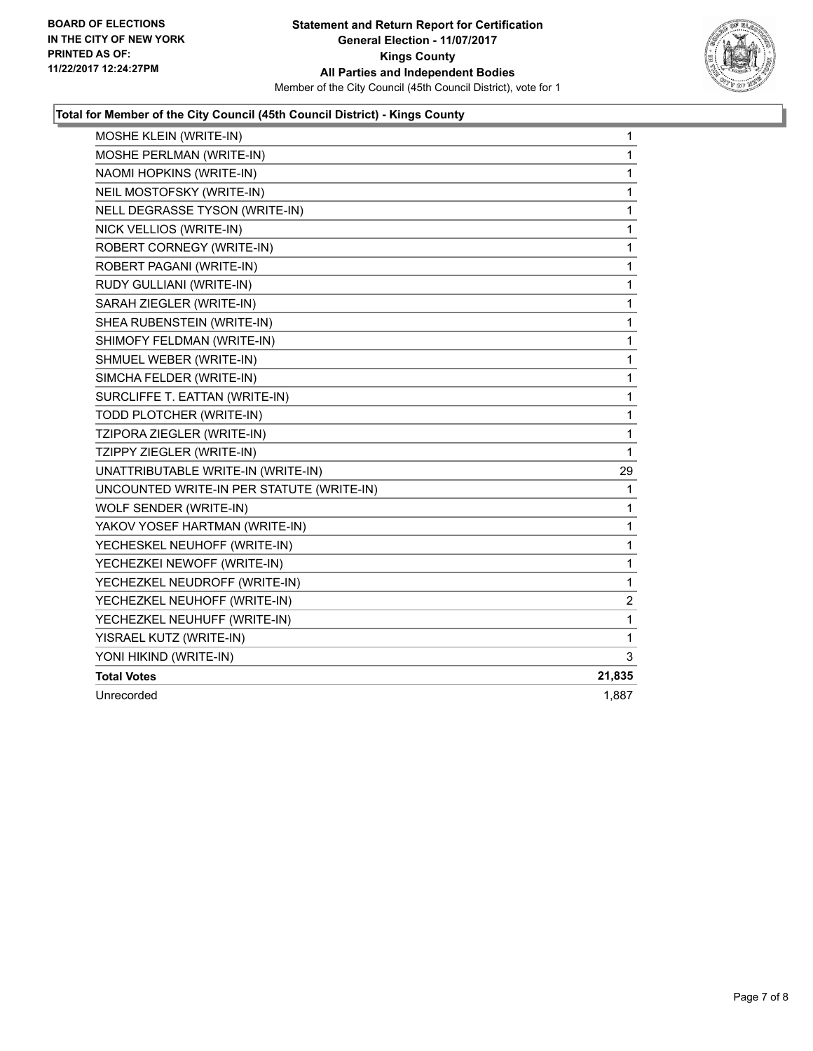**BOARD OF ELECTIONS IN THE CITY OF NEW YORK PRINTED AS OF: 11/22/2017 12:24:27PM**

**Statement and Return Report for Certification General Election - 11/07/2017 Kings County All Parties and Independent Bodies**

Member of the City Council (45th Council District), vote for 1

### Total for Member of the City Council (45th Council District) - Kings County

| | |
|---|---|
| MOSHE KLEIN (WRITE-IN) | 1 |
| MOSHE PERLMAN (WRITE-IN) | 1 |
| NAOMI HOPKINS (WRITE-IN) | 1 |
| NEIL MOSTOFSKY (WRITE-IN) | 1 |
| NELL DEGRASSE TYSON (WRITE-IN) | 1 |
| NICK VELLIOS (WRITE-IN) | 1 |
| ROBERT CORNEGY (WRITE-IN) | 1 |
| ROBERT PAGANI (WRITE-IN) | 1 |
| RUDY GULLIANI (WRITE-IN) | 1 |
| SARAH ZIEGLER (WRITE-IN) | 1 |
| SHEA RUBENSTEIN (WRITE-IN) | 1 |
| SHIMOFY FELDMAN (WRITE-IN) | 1 |
| SHMUEL WEBER (WRITE-IN) | 1 |
| SIMCHA FELDER (WRITE-IN) | 1 |
| SURCLIFFE T. EATTAN (WRITE-IN) | 1 |
| TODD PLOTCHER (WRITE-IN) | 1 |
| TZIPORA ZIEGLER (WRITE-IN) | 1 |
| TZIPPY ZIEGLER (WRITE-IN) | 1 |
| UNATTRIBUTABLE WRITE-IN (WRITE-IN) | 29 |
| UNCOUNTED WRITE-IN PER STATUTE (WRITE-IN) | 1 |
| WOLF SENDER (WRITE-IN) | 1 |
| YAKOV YOSEF HARTMAN (WRITE-IN) | 1 |
| YECHESKEL NEUHOFF (WRITE-IN) | 1 |
| YECHEZKEI NEWOFF (WRITE-IN) | 1 |
| YECHEZKEL NEUDROFF (WRITE-IN) | 1 |
| YECHEZKEL NEUHOFF (WRITE-IN) | 2 |
| YECHEZKEL NEUHUFF (WRITE-IN) | 1 |
| YISRAEL KUTZ (WRITE-IN) | 1 |
| YONI HIKIND (WRITE-IN) | 3 |
| **Total Votes** | **21,835** |
| Unrecorded | 1,887 |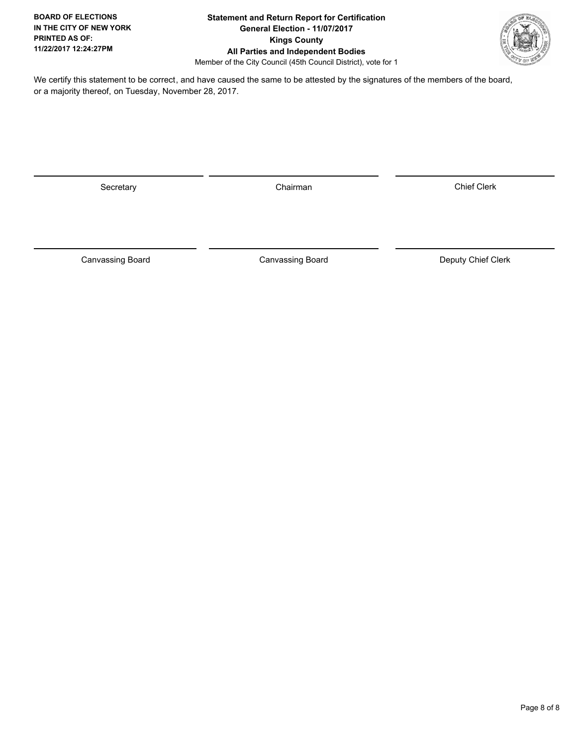We certify this statement to be correct, and have caused the same to be attested by the signatures of the members of the board, or a majority thereof, on Tuesday, November 28, 2017.

| | | |
|---|---|---|
| Secretary | Chairman | Chief Clerk |
| Canvassing Board | Canvassing Board | Deputy Chief Clerk |